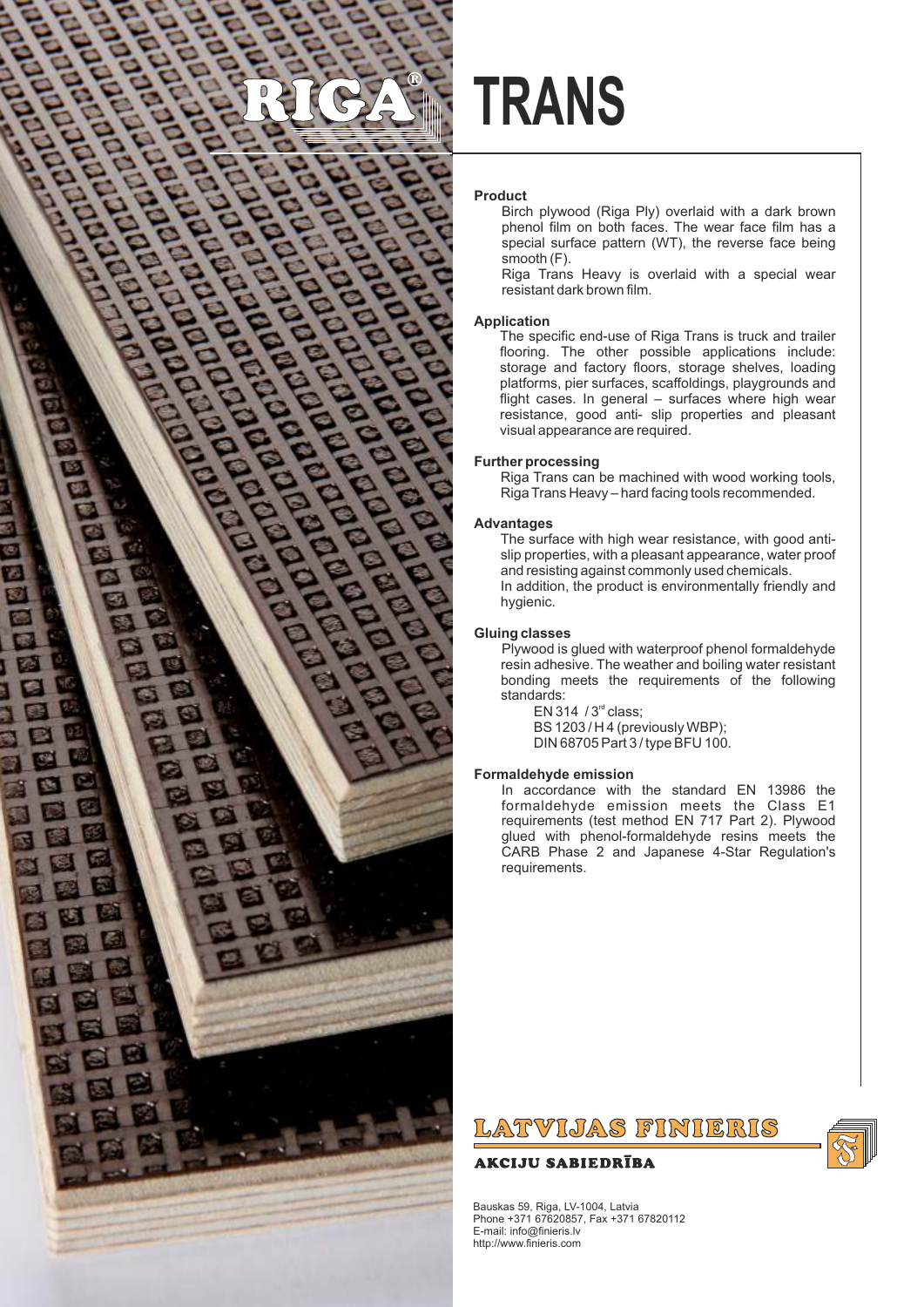# RIGA® TRANS

### Product

Birch plywood (Riga Ply) overlaid with a dark brown phenol film on both faces. The wear face film has a special surface pattern (WT), the reverse face being smooth (F).

Riga Trans Heavy is overlaid with a special wear resistant dark brown film.

### Application

The specific end-use of Riga Trans is truck and trailer flooring. The other possible applications include: storage and factory floors, storage shelves, loading platforms, pier surfaces, scaffoldings, playgrounds and flight cases. In general – surfaces where high wear resistance, good anti- slip properties and pleasant visual appearance are required.

### Further processing

Riga Trans can be machined with wood working tools, Riga Trans Heavy – hard facing tools recommended.

### Advantages

The surface with high wear resistance, with good anti-slip properties, with a pleasant appearance, water proof and resisting against commonly used chemicals.

In addition, the product is environmentally friendly and hygienic.

### Gluing classes

Plywood is glued with waterproof phenol formaldehyde resin adhesive. The weather and boiling water resistant bonding meets the requirements of the following standards:

- EN 314 / 3rd class;
- BS 1203 / H 4 (previously WBP);
- DIN 68705 Part 3 / type BFU 100.

### Formaldehyde emission

In accordance with the standard EN 13986 the formaldehyde emission meets the Class E1 requirements (test method EN 717 Part 2). Plywood glued with phenol-formaldehyde resins meets the CARB Phase 2 and Japanese 4-Star Regulation's requirements.

**LATVIJAS FINIERIS**

**AKCIJU SABIEDRĪBA**

Bauskas 59, Riga, LV-1004, Latvia
Phone +371 67620857, Fax +371 67820112
E-mail: info@finieris.lv
http://www.finieris.com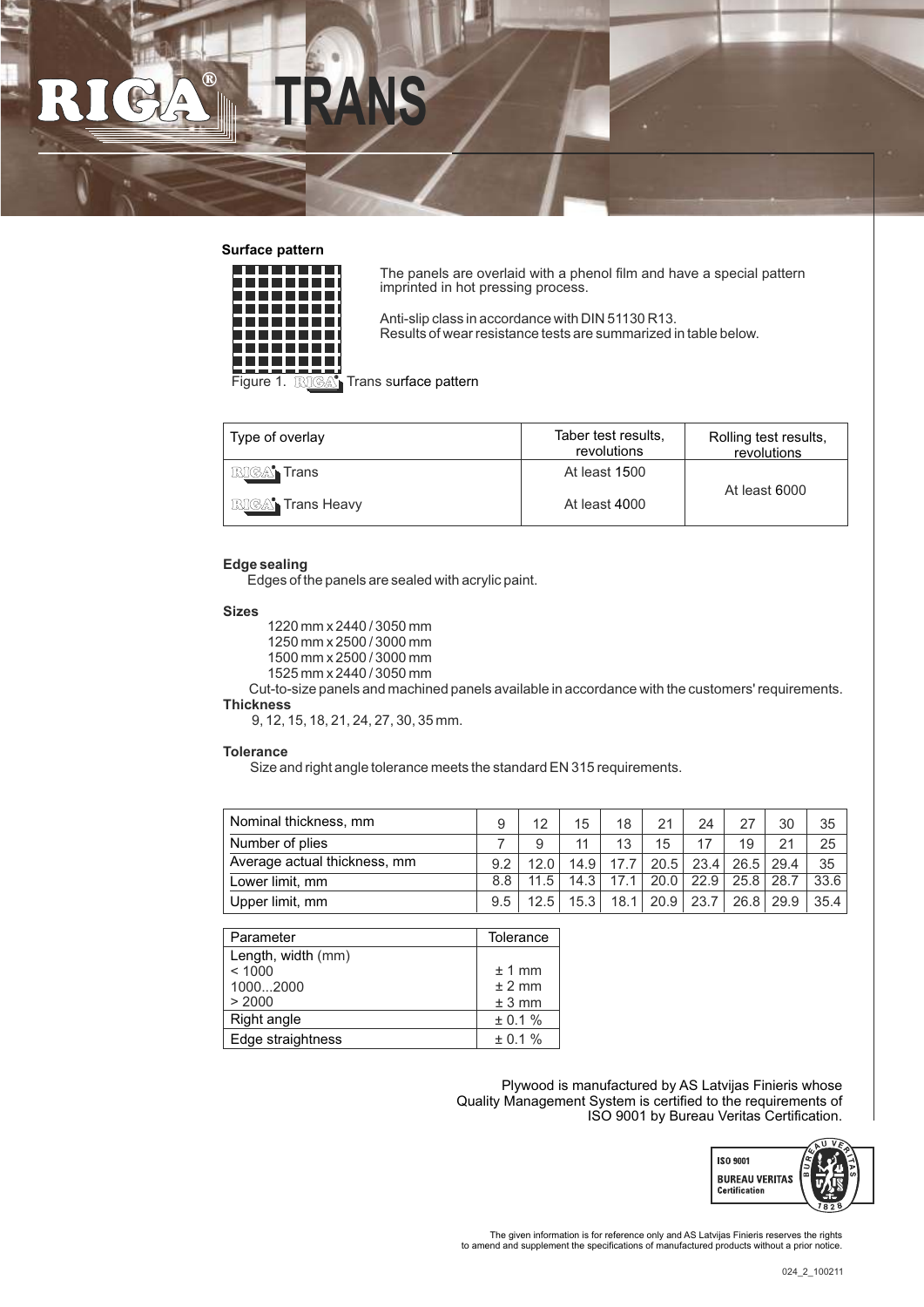# RIGA® TRANS

### Surface pattern

The panels are overlaid with a phenol film and have a special pattern imprinted in hot pressing process.

Anti-slip class in accordance with DIN 51130 R13.
Results of wear resistance tests are summarized in table below.

Figure 1. RIGA Trans surface pattern

| Type of overlay | Taber test results, revolutions | Rolling test results, revolutions |
|---|---|---|
| RIGA Trans | At least 1500 | At least 6000 |
| RIGA Trans Heavy | At least 4000 | |

### Edge sealing

Edges of the panels are sealed with acrylic paint.

### Sizes

1220 mm x 2440 / 3050 mm
1250 mm x 2500 / 3000 mm
1500 mm x 2500 / 3000 mm
1525 mm x 2440 / 3050 mm

Cut-to-size panels and machined panels available in accordance with the customers' requirements.

### Thickness

9, 12, 15, 18, 21, 24, 27, 30, 35 mm.

### Tolerance

Size and right angle tolerance meets the standard EN 315 requirements.

| Nominal thickness, mm | 9 | 12 | 15 | 18 | 21 | 24 | 27 | 30 | 35 |
|---|---|---|---|---|---|---|---|---|---|
| Number of plies | 7 | 9 | 11 | 13 | 15 | 17 | 19 | 21 | 25 |
| Average actual thickness, mm | 9.2 | 12.0 | 14.9 | 17.7 | 20.5 | 23.4 | 26.5 | 29.4 | 35 |
| Lower limit, mm | 8.8 | 11.5 | 14.3 | 17.1 | 20.0 | 22.9 | 25.8 | 28.7 | 33.6 |
| Upper limit, mm | 9.5 | 12.5 | 15.3 | 18.1 | 20.9 | 23.7 | 26.8 | 29.9 | 35.4 |

| Parameter | Tolerance |
|---|---|
| Length, width (mm) | |
| < 1000 | ± 1 mm |
| 1000...2000 | ± 2 mm |
| > 2000 | ± 3 mm |
| Right angle | ± 0.1 % |
| Edge straightness | ± 0.1 % |

Plywood is manufactured by AS Latvijas Finieris whose Quality Management System is certified to the requirements of ISO 9001 by Bureau Veritas Certification.

ISO 9001
BUREAU VERITAS
Certification

The given information is for reference only and AS Latvijas Finieris reserves the rights to amend and supplement the specifications of manufactured products without a prior notice.

024_2_100211